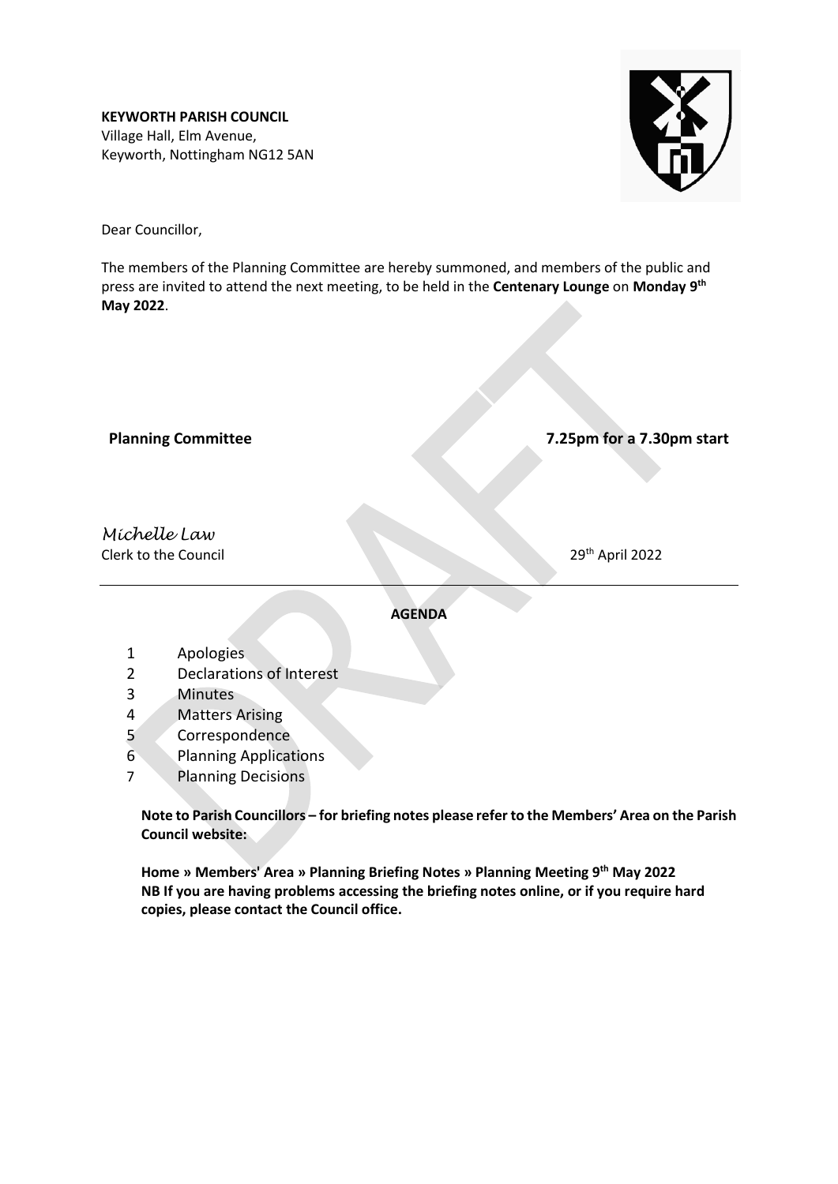**KEYWORTH PARISH COUNCIL**
Village Hall, Elm Avenue,
Keyworth, Nottingham NG12 5AN

Dear Councillor,

The members of the Planning Committee are hereby summoned, and members of the public and press are invited to attend the next meeting, to be held in the **Centenary Lounge** on **Monday 9th May 2022**.

**Planning Committee** **7.25pm for a 7.30pm start**

*Michelle Law*
Clerk to the Council 29th April 2022

---

**AGENDA**

1. Apologies
2. Declarations of Interest
3. Minutes
4. Matters Arising
5. Correspondence
6. Planning Applications
7. Planning Decisions

**Note to Parish Councillors – for briefing notes please refer to the Members' Area on the Parish Council website:**

**Home » Members' Area » Planning Briefing Notes » Planning Meeting 9th May 2022**
**NB If you are having problems accessing the briefing notes online, or if you require hard copies, please contact the Council office.**

DRAFT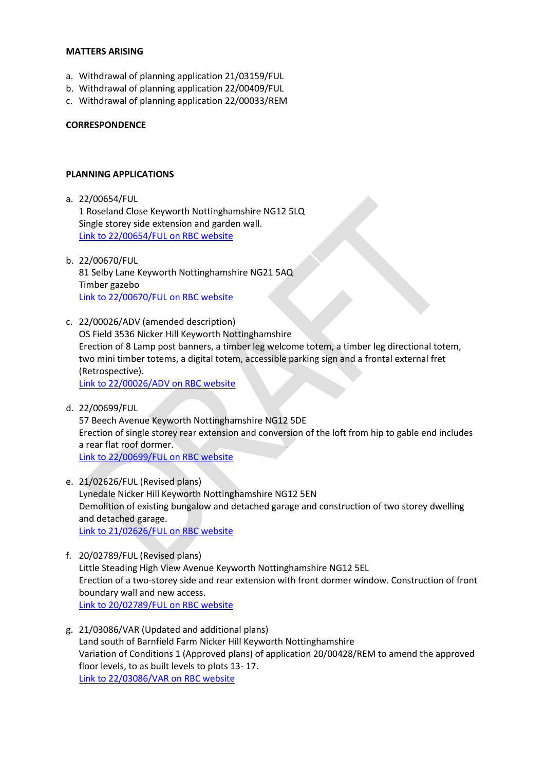**MATTERS ARISING**

a. Withdrawal of planning application 21/03159/FUL
b. Withdrawal of planning application 22/00409/FUL
c. Withdrawal of planning application 22/00033/REM

**CORRESPONDENCE**

**PLANNING APPLICATIONS**

a. 22/00654/FUL
   1 Roseland Close Keyworth Nottinghamshire NG12 5LQ
   Single storey side extension and garden wall.
   Link to 22/00654/FUL on RBC website

b. 22/00670/FUL
   81 Selby Lane Keyworth Nottinghamshire NG21 5AQ
   Timber gazebo
   Link to 22/00670/FUL on RBC website

c. 22/00026/ADV (amended description)
   OS Field 3536 Nicker Hill Keyworth Nottinghamshire
   Erection of 8 Lamp post banners, a timber leg welcome totem, a timber leg directional totem, two mini timber totems, a digital totem, accessible parking sign and a frontal external fret (Retrospective).
   Link to 22/00026/ADV on RBC website

d. 22/00699/FUL
   57 Beech Avenue Keyworth Nottinghamshire NG12 5DE
   Erection of single storey rear extension and conversion of the loft from hip to gable end includes a rear flat roof dormer.
   Link to 22/00699/FUL on RBC website

e. 21/02626/FUL (Revised plans)
   Lynedale Nicker Hill Keyworth Nottinghamshire NG12 5EN
   Demolition of existing bungalow and detached garage and construction of two storey dwelling and detached garage.
   Link to 21/02626/FUL on RBC website

f. 20/02789/FUL (Revised plans)
   Little Steading High View Avenue Keyworth Nottinghamshire NG12 5EL
   Erection of a two-storey side and rear extension with front dormer window. Construction of front boundary wall and new access.
   Link to 20/02789/FUL on RBC website

g. 21/03086/VAR (Updated and additional plans)
   Land south of Barnfield Farm Nicker Hill Keyworth Nottinghamshire
   Variation of Conditions 1 (Approved plans) of application 20/00428/REM to amend the approved floor levels, to as built levels to plots 13- 17.
   Link to 22/03086/VAR on RBC website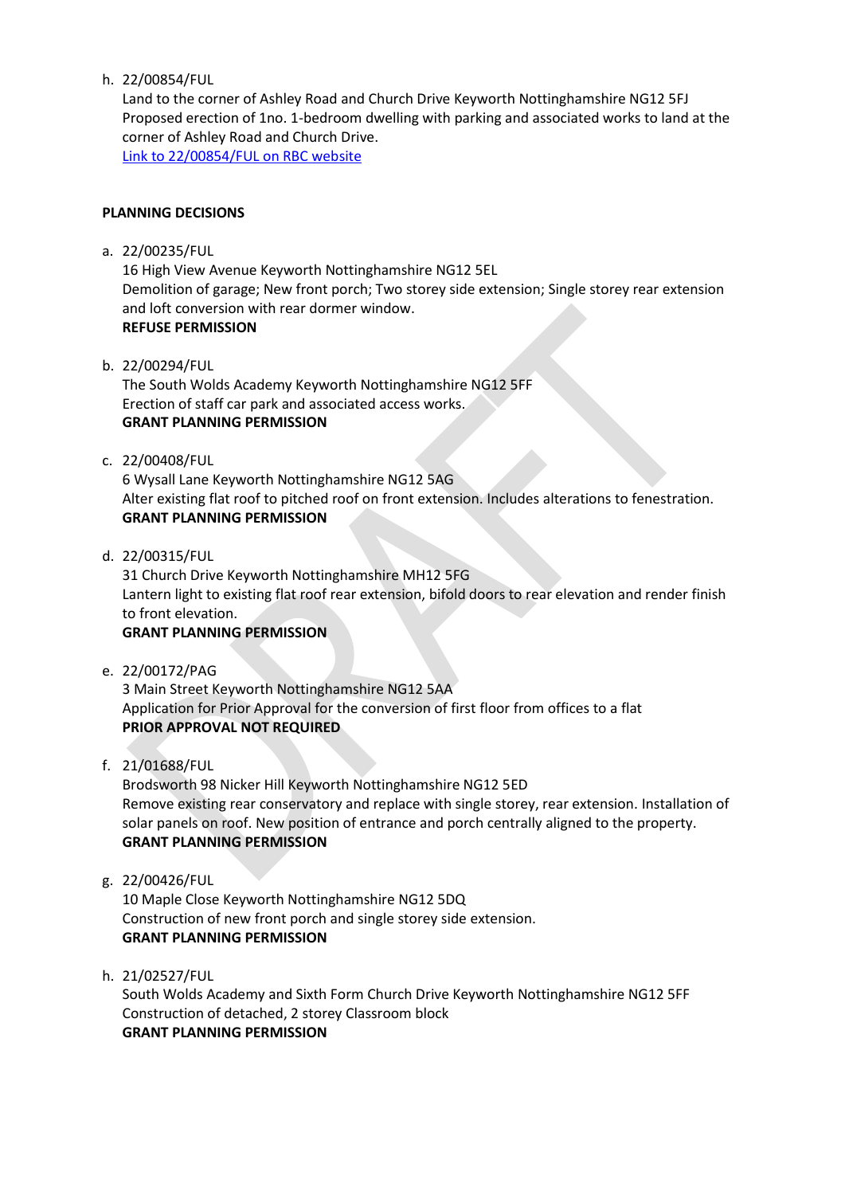h. 22/00854/FUL
   Land to the corner of Ashley Road and Church Drive Keyworth Nottinghamshire NG12 5FJ
   Proposed erection of 1no. 1-bedroom dwelling with parking and associated works to land at the corner of Ashley Road and Church Drive.
   [Link to 22/00854/FUL on RBC website]()

**PLANNING DECISIONS**

a. 22/00235/FUL
   16 High View Avenue Keyworth Nottinghamshire NG12 5EL
   Demolition of garage; New front porch; Two storey side extension; Single storey rear extension and loft conversion with rear dormer window.
   **REFUSE PERMISSION**

b. 22/00294/FUL
   The South Wolds Academy Keyworth Nottinghamshire NG12 5FF
   Erection of staff car park and associated access works.
   **GRANT PLANNING PERMISSION**

c. 22/00408/FUL
   6 Wysall Lane Keyworth Nottinghamshire NG12 5AG
   Alter existing flat roof to pitched roof on front extension. Includes alterations to fenestration.
   **GRANT PLANNING PERMISSION**

d. 22/00315/FUL
   31 Church Drive Keyworth Nottinghamshire MH12 5FG
   Lantern light to existing flat roof rear extension, bifold doors to rear elevation and render finish to front elevation.
   **GRANT PLANNING PERMISSION**

e. 22/00172/PAG
   3 Main Street Keyworth Nottinghamshire NG12 5AA
   Application for Prior Approval for the conversion of first floor from offices to a flat
   **PRIOR APPROVAL NOT REQUIRED**

f. 21/01688/FUL
   Brodsworth 98 Nicker Hill Keyworth Nottinghamshire NG12 5ED
   Remove existing rear conservatory and replace with single storey, rear extension. Installation of solar panels on roof. New position of entrance and porch centrally aligned to the property.
   **GRANT PLANNING PERMISSION**

g. 22/00426/FUL
   10 Maple Close Keyworth Nottinghamshire NG12 5DQ
   Construction of new front porch and single storey side extension.
   **GRANT PLANNING PERMISSION**

h. 21/02527/FUL
   South Wolds Academy and Sixth Form Church Drive Keyworth Nottinghamshire NG12 5FF
   Construction of detached, 2 storey Classroom block
   **GRANT PLANNING PERMISSION**